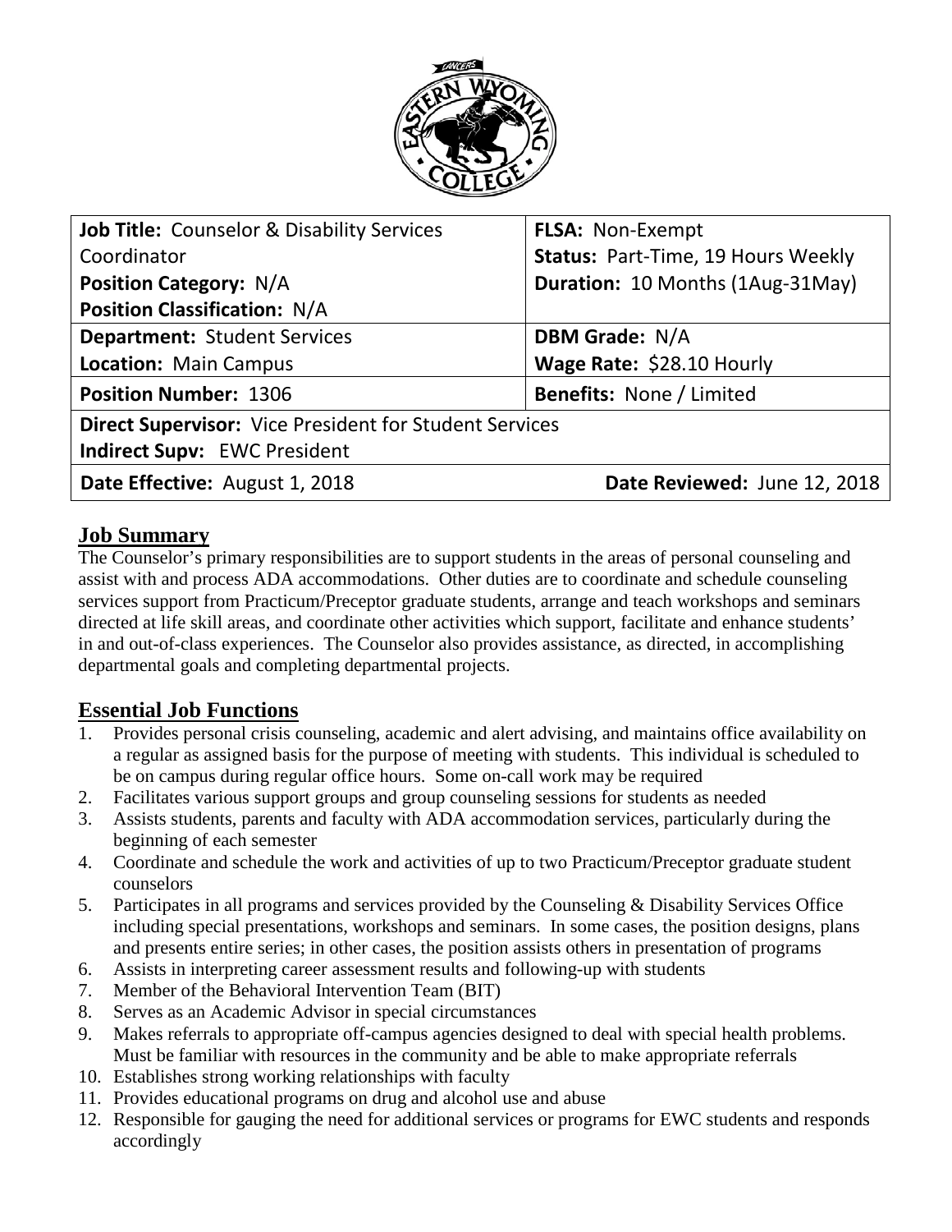| **Job Title:** Counselor & Disability Services Coordinator<br>**Position Category:** N/A<br>**Position Classification:** N/A | **FLSA:** Non-Exempt<br>**Status:** Part-Time, 19 Hours Weekly<br>**Duration:** 10 Months (1Aug-31May) |
| --- | --- |
| **Department:** Student Services<br>**Location:** Main Campus | **DBM Grade:** N/A<br>**Wage Rate:** $28.10 Hourly |
| **Position Number:** 1306 | **Benefits:** None / Limited |
| **Direct Supervisor:** Vice President for Student Services<br>**Indirect Supv:** EWC President | |
| **Date Effective:** August 1, 2018 | **Date Reviewed:** June 12, 2018 |

## Job Summary

The Counselor's primary responsibilities are to support students in the areas of personal counseling and assist with and process ADA accommodations. Other duties are to coordinate and schedule counseling services support from Practicum/Preceptor graduate students, arrange and teach workshops and seminars directed at life skill areas, and coordinate other activities which support, facilitate and enhance students' in and out-of-class experiences. The Counselor also provides assistance, as directed, in accomplishing departmental goals and completing departmental projects.

## Essential Job Functions

1. Provides personal crisis counseling, academic and alert advising, and maintains office availability on a regular as assigned basis for the purpose of meeting with students. This individual is scheduled to be on campus during regular office hours. Some on-call work may be required
2. Facilitates various support groups and group counseling sessions for students as needed
3. Assists students, parents and faculty with ADA accommodation services, particularly during the beginning of each semester
4. Coordinate and schedule the work and activities of up to two Practicum/Preceptor graduate student counselors
5. Participates in all programs and services provided by the Counseling & Disability Services Office including special presentations, workshops and seminars. In some cases, the position designs, plans and presents entire series; in other cases, the position assists others in presentation of programs
6. Assists in interpreting career assessment results and following-up with students
7. Member of the Behavioral Intervention Team (BIT)
8. Serves as an Academic Advisor in special circumstances
9. Makes referrals to appropriate off-campus agencies designed to deal with special health problems. Must be familiar with resources in the community and be able to make appropriate referrals
10. Establishes strong working relationships with faculty
11. Provides educational programs on drug and alcohol use and abuse
12. Responsible for gauging the need for additional services or programs for EWC students and responds accordingly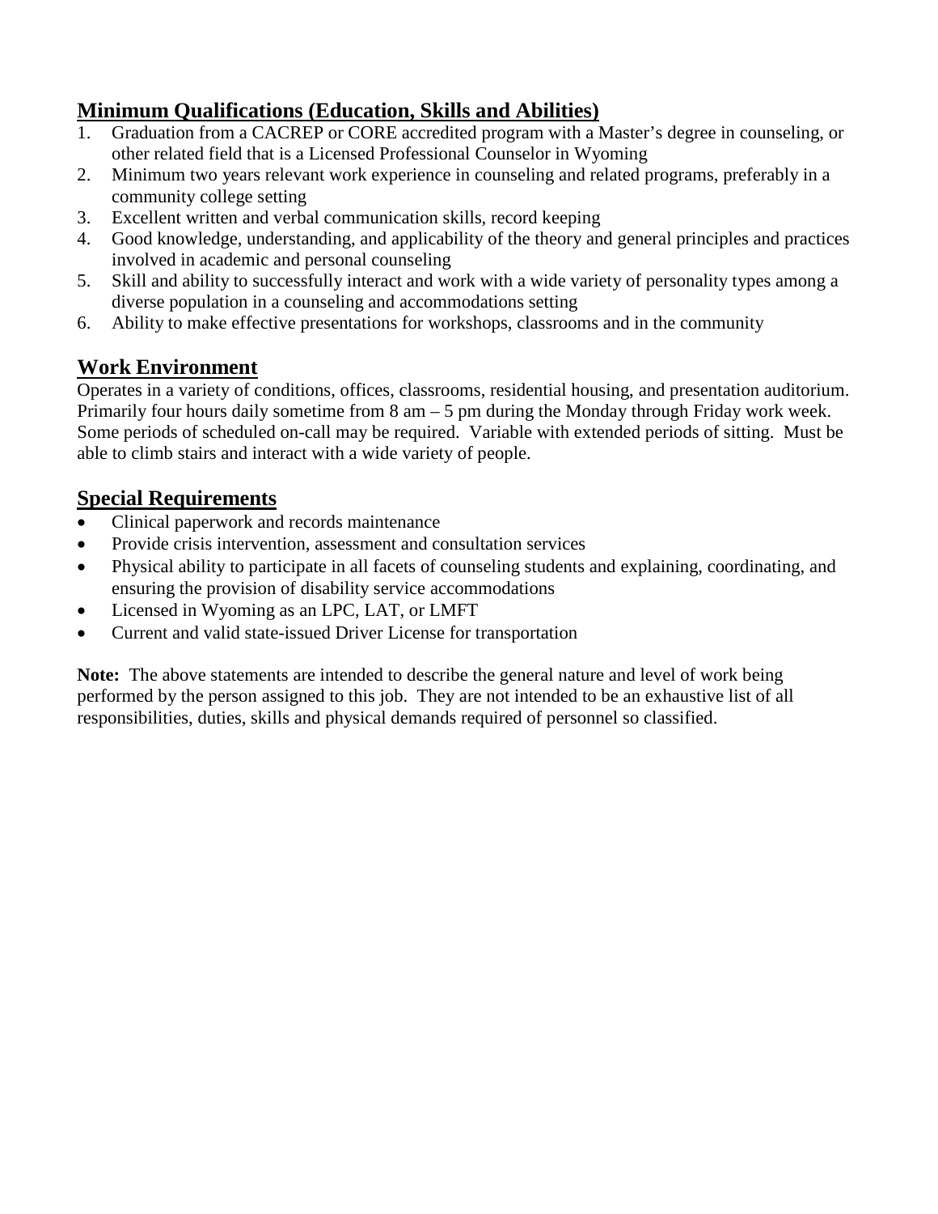## Minimum Qualifications (Education, Skills and Abilities)

1. Graduation from a CACREP or CORE accredited program with a Master's degree in counseling, or other related field that is a Licensed Professional Counselor in Wyoming
2. Minimum two years relevant work experience in counseling and related programs, preferably in a community college setting
3. Excellent written and verbal communication skills, record keeping
4. Good knowledge, understanding, and applicability of the theory and general principles and practices involved in academic and personal counseling
5. Skill and ability to successfully interact and work with a wide variety of personality types among a diverse population in a counseling and accommodations setting
6. Ability to make effective presentations for workshops, classrooms and in the community

## Work Environment

Operates in a variety of conditions, offices, classrooms, residential housing, and presentation auditorium. Primarily four hours daily sometime from 8 am – 5 pm during the Monday through Friday work week. Some periods of scheduled on-call may be required. Variable with extended periods of sitting. Must be able to climb stairs and interact with a wide variety of people.

## Special Requirements

- Clinical paperwork and records maintenance
- Provide crisis intervention, assessment and consultation services
- Physical ability to participate in all facets of counseling students and explaining, coordinating, and ensuring the provision of disability service accommodations
- Licensed in Wyoming as an LPC, LAT, or LMFT
- Current and valid state-issued Driver License for transportation

**Note:** The above statements are intended to describe the general nature and level of work being performed by the person assigned to this job. They are not intended to be an exhaustive list of all responsibilities, duties, skills and physical demands required of personnel so classified.